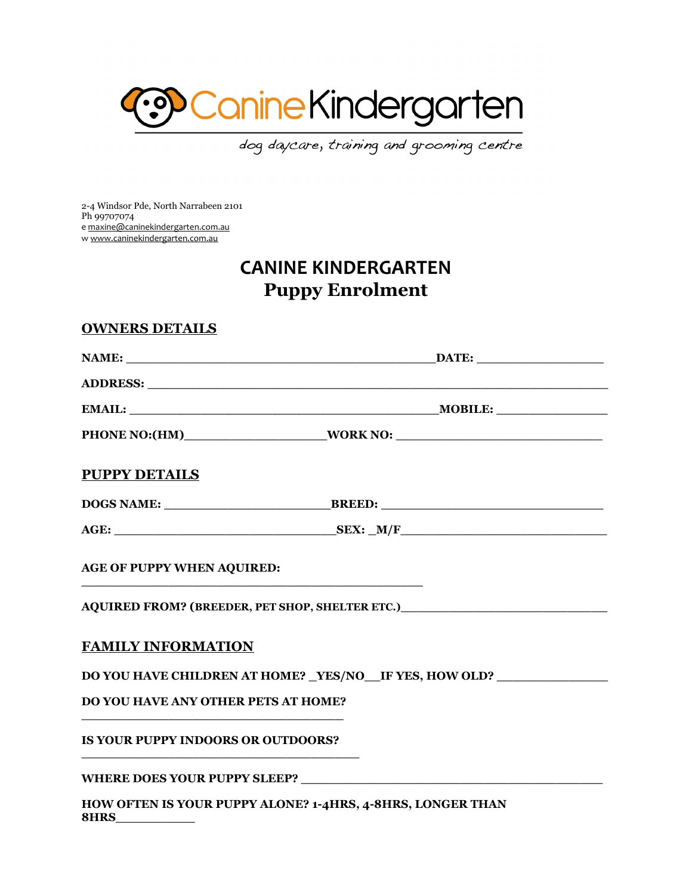Canine Kindergarten

*dog daycare, training and grooming centre*

2-4 Windsor Pde, North Narrabeen 2101
Ph 99707074
e maxine@caninekindergarten.com.au
w www.caninekindergarten.com.au

# CANINE KINDERGARTEN
## Puppy Enrolment

### OWNERS DETAILS

**NAME:** ____________________________________________**DATE:** __________________

**ADDRESS:** __________________________________________________________________

**EMAIL:** ____________________________________________**MOBILE:** ________________

**PHONE NO:(HM)**____________________**WORK NO:** _____________________________

### PUPPY DETAILS

**DOGS NAME:** ________________________**BREED:** ________________________________

**AGE:** ________________________________**SEX: _M/F**____________________________

**AGE OF PUPPY WHEN AQUIRED:**
_________________________________________________

**AQUIRED FROM? (BREEDER, PET SHOP, SHELTER ETC.)**_____________________________

### FAMILY INFORMATION

**DO YOU HAVE CHILDREN AT HOME? _YES/NO__IF YES, HOW OLD?** ________________

**DO YOU HAVE ANY OTHER PETS AT HOME?**
_____________________________________

**IS YOUR PUPPY INDOORS OR OUTDOORS?**
________________________________________

**WHERE DOES YOUR PUPPY SLEEP?** ___________________________________________

**HOW OFTEN IS YOUR PUPPY ALONE? 1-4HRS, 4-8HRS, LONGER THAN 8HRS**___________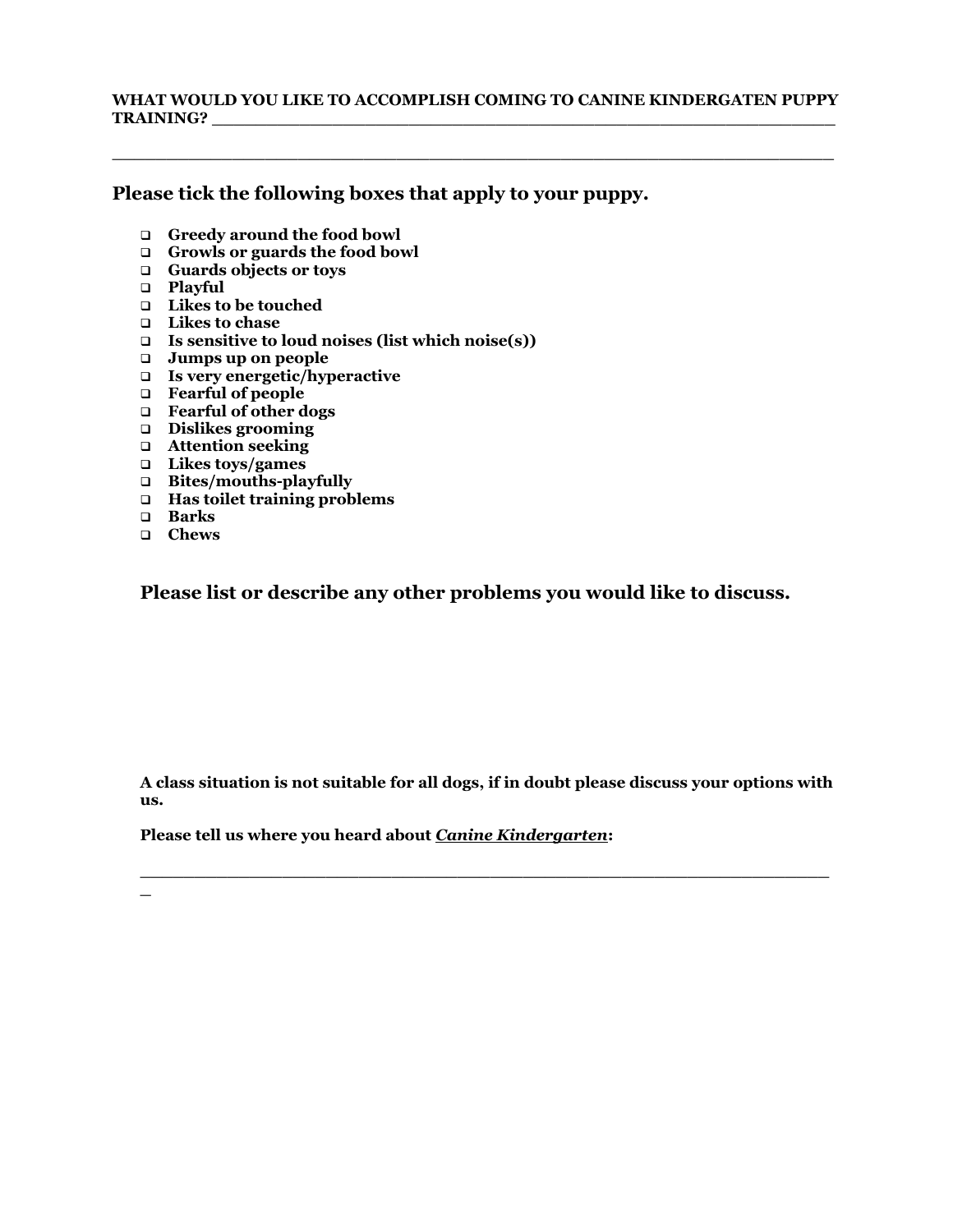**WHAT WOULD YOU LIKE TO ACCOMPLISH COMING TO CANINE KINDERGATEN PUPPY TRAINING?** ____________________________________________________________

____________________________________________________________________

## Please tick the following boxes that apply to your puppy.

- ❑ **Greedy around the food bowl**
- ❑ **Growls or guards the food bowl**
- ❑ **Guards objects or toys**
- ❑ **Playful**
- ❑ **Likes to be touched**
- ❑ **Likes to chase**
- ❑ **Is sensitive to loud noises (list which noise(s))**
- ❑ **Jumps up on people**
- ❑ **Is very energetic/hyperactive**
- ❑ **Fearful of people**
- ❑ **Fearful of other dogs**
- ❑ **Dislikes grooming**
- ❑ **Attention seeking**
- ❑ **Likes toys/games**
- ❑ **Bites/mouths-playfully**
- ❑ **Has toilet training problems**
- ❑ **Barks**
- ❑ **Chews**

## Please list or describe any other problems you would like to discuss.

**A class situation is not suitable for all dogs, if in doubt please discuss your options with us.**

**Please tell us where you heard about *Canine Kindergarten*:**

____________________________________________________________________
_